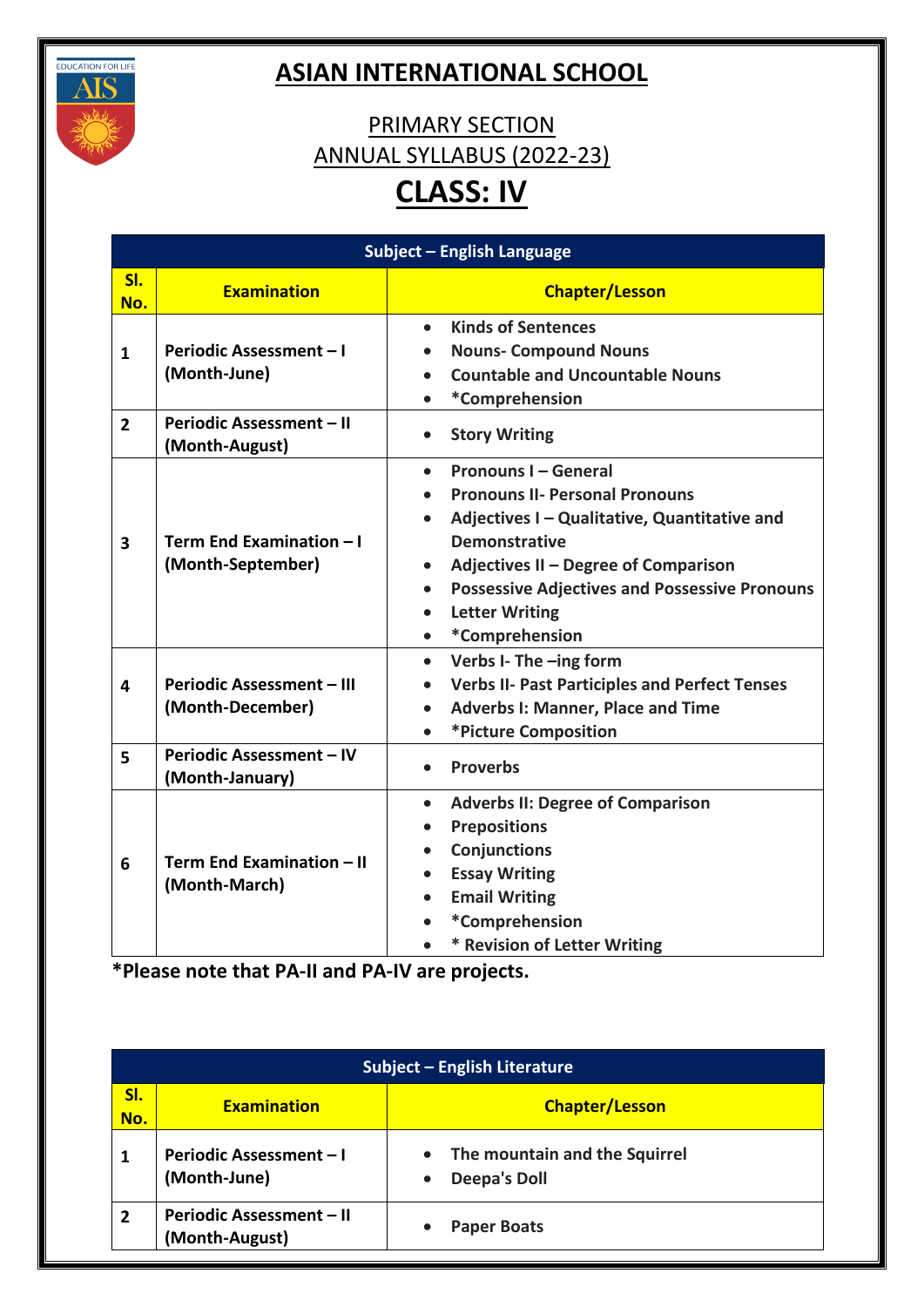# ASIAN INTERNATIONAL SCHOOL

## PRIMARY SECTION
## ANNUAL SYLLABUS (2022-23)

# CLASS: IV

| Subject – English Language | | |
|---|---|---|
| **Sl. No.** | **Examination** | **Chapter/Lesson** |
| 1 | Periodic Assessment – I (Month-June) | • Kinds of Sentences<br>• Nouns- Compound Nouns<br>• Countable and Uncountable Nouns<br>• *Comprehension |
| 2 | Periodic Assessment – II (Month-August) | • Story Writing |
| 3 | Term End Examination – I (Month-September) | • Pronouns I – General<br>• Pronouns II- Personal Pronouns<br>• Adjectives I – Qualitative, Quantitative and Demonstrative<br>• Adjectives II – Degree of Comparison<br>• Possessive Adjectives and Possessive Pronouns<br>• Letter Writing<br>• *Comprehension |
| 4 | Periodic Assessment – III (Month-December) | • Verbs I- The –ing form<br>• Verbs II- Past Participles and Perfect Tenses<br>• Adverbs I: Manner, Place and Time<br>• *Picture Composition |
| 5 | Periodic Assessment – IV (Month-January) | • Proverbs |
| 6 | Term End Examination – II (Month-March) | • Adverbs II: Degree of Comparison<br>• Prepositions<br>• Conjunctions<br>• Essay Writing<br>• Email Writing<br>• *Comprehension<br>• * Revision of Letter Writing |

**\*Please note that PA-II and PA-IV are projects.**

| Subject – English Literature | | |
|---|---|---|
| **Sl. No.** | **Examination** | **Chapter/Lesson** |
| 1 | Periodic Assessment – I (Month-June) | • The mountain and the Squirrel<br>• Deepa's Doll |
| 2 | Periodic Assessment – II (Month-August) | • Paper Boats |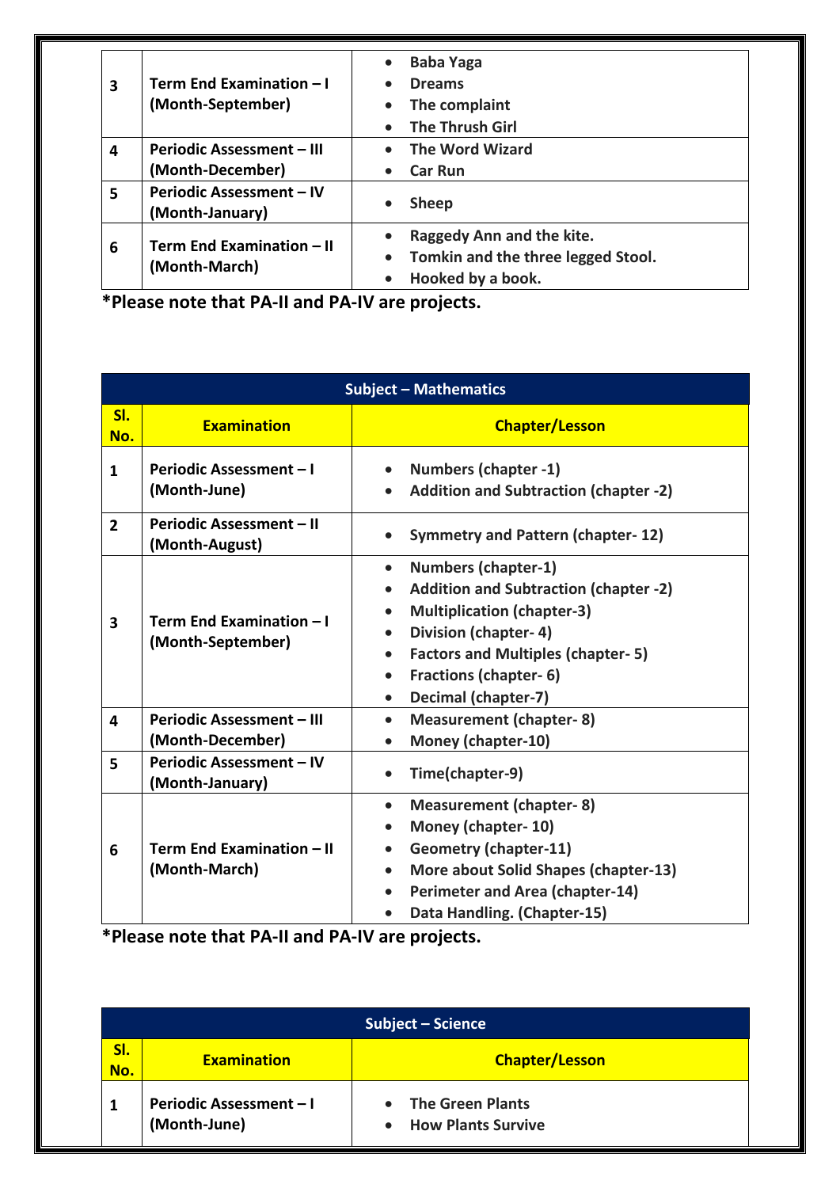| 3 | Term End Examination – I (Month-September) | • Baba Yaga<br>• Dreams<br>• The complaint<br>• The Thrush Girl |
|---|---|---|
| 4 | Periodic Assessment – III (Month-December) | • The Word Wizard<br>• Car Run |
| 5 | Periodic Assessment – IV (Month-January) | • Sheep |
| 6 | Term End Examination – II (Month-March) | • Raggedy Ann and the kite.<br>• Tomkin and the three legged Stool.<br>• Hooked by a book. |

**\*Please note that PA-II and PA-IV are projects.**

| Subject – Mathematics | | |
|---|---|---|
| **Sl. No.** | **Examination** | **Chapter/Lesson** |
| 1 | Periodic Assessment – I (Month-June) | • Numbers (chapter -1)<br>• Addition and Subtraction (chapter -2) |
| 2 | Periodic Assessment – II (Month-August) | • Symmetry and Pattern (chapter- 12) |
| 3 | Term End Examination – I (Month-September) | • Numbers (chapter-1)<br>• Addition and Subtraction (chapter -2)<br>• Multiplication (chapter-3)<br>• Division (chapter- 4)<br>• Factors and Multiples (chapter- 5)<br>• Fractions (chapter- 6)<br>• Decimal (chapter-7) |
| 4 | Periodic Assessment – III (Month-December) | • Measurement (chapter- 8)<br>• Money (chapter-10) |
| 5 | Periodic Assessment – IV (Month-January) | • Time(chapter-9) |
| 6 | Term End Examination – II (Month-March) | • Measurement (chapter- 8)<br>• Money (chapter- 10)<br>• Geometry (chapter-11)<br>• More about Solid Shapes (chapter-13)<br>• Perimeter and Area (chapter-14)<br>• Data Handling. (Chapter-15) |

**\*Please note that PA-II and PA-IV are projects.**

| Subject – Science | | |
|---|---|---|
| **Sl. No.** | **Examination** | **Chapter/Lesson** |
| 1 | Periodic Assessment – I (Month-June) | • The Green Plants<br>• How Plants Survive |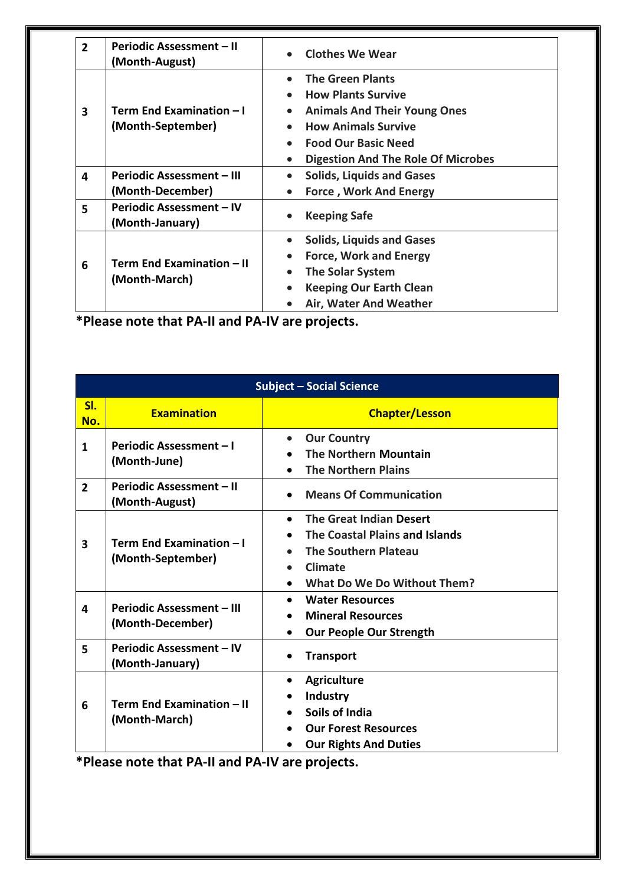| | | |
|---|---|---|
| **2** | **Periodic Assessment – II (Month-August)** | • **Clothes We Wear** |
| **3** | **Term End Examination – I (Month-September)** | • **The Green Plants**<br>• **How Plants Survive**<br>• **Animals And Their Young Ones**<br>• **How Animals Survive**<br>• **Food Our Basic Need**<br>• **Digestion And The Role Of Microbes** |
| **4** | **Periodic Assessment – III (Month-December)** | • **Solids, Liquids and Gases**<br>• **Force , Work And Energy** |
| **5** | **Periodic Assessment – IV (Month-January)** | • **Keeping Safe** |
| **6** | **Term End Examination – II (Month-March)** | • **Solids, Liquids and Gases**<br>• **Force, Work and Energy**<br>• **The Solar System**<br>• **Keeping Our Earth Clean**<br>• **Air, Water And Weather** |

***Please note that PA-II and PA-IV are projects.**

| **Subject – Social Science** | | |
|---|---|---|
| **Sl. No.** | **Examination** | **Chapter/Lesson** |
| **1** | **Periodic Assessment – I (Month-June)** | • **Our Country**<br>• **The Northern Mountain**<br>• **The Northern Plains** |
| **2** | **Periodic Assessment – II (Month-August)** | • **Means Of Communication** |
| **3** | **Term End Examination – I (Month-September)** | • **The Great Indian Desert**<br>• **The Coastal Plains and Islands**<br>• **The Southern Plateau**<br>• **Climate**<br>• **What Do We Do Without Them?** |
| **4** | **Periodic Assessment – III (Month-December)** | • **Water Resources**<br>• **Mineral Resources**<br>• **Our People Our Strength** |
| **5** | **Periodic Assessment – IV (Month-January)** | • **Transport** |
| **6** | **Term End Examination – II (Month-March)** | • **Agriculture**<br>• **Industry**<br>• **Soils of India**<br>• **Our Forest Resources**<br>• **Our Rights And Duties** |

***Please note that PA-II and PA-IV are projects.**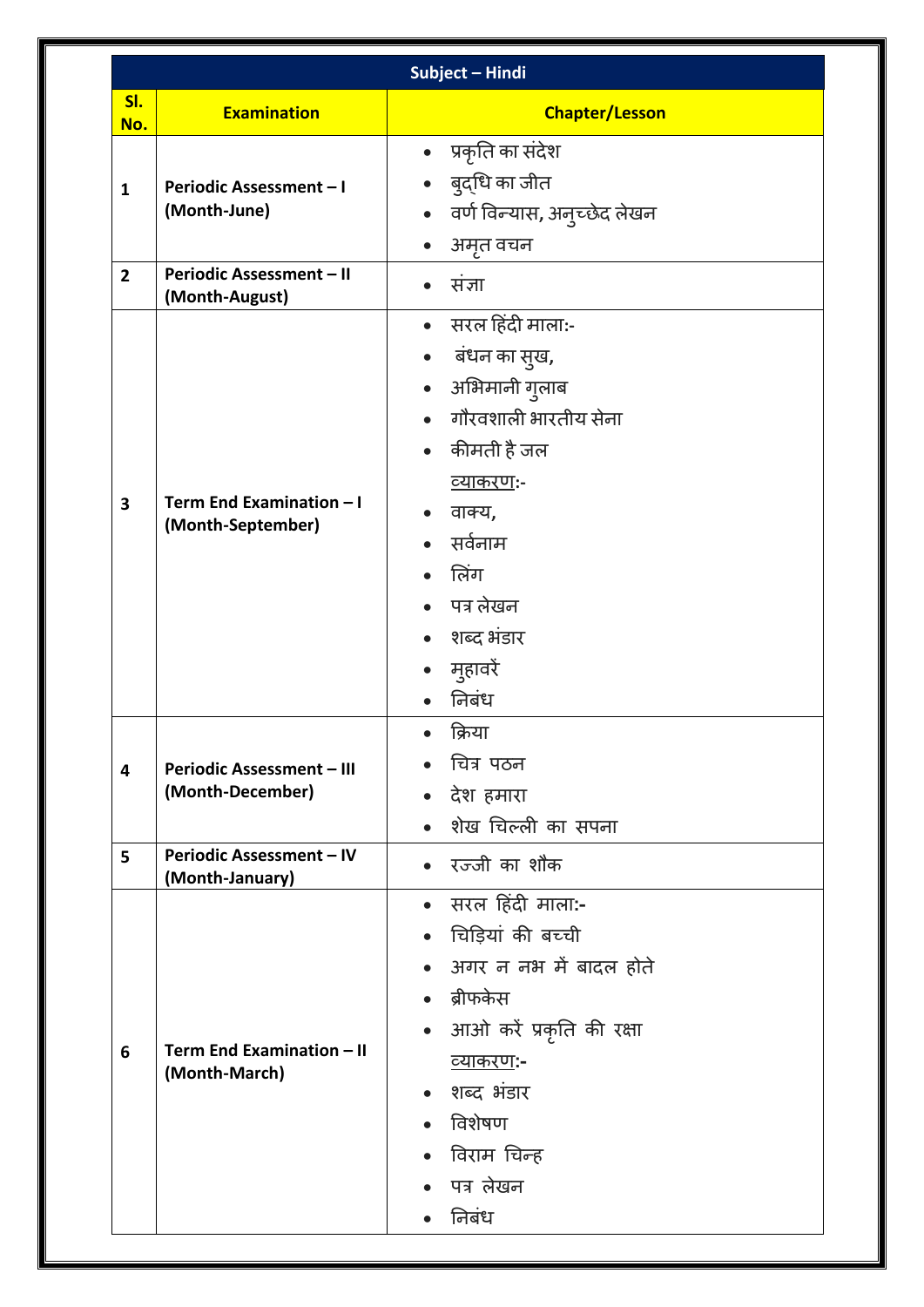| Subject – Hindi | | |
|---|---|---|
| **Sl. No.** | **Examination** | **Chapter/Lesson** |
| 1 | **Periodic Assessment – I (Month-June)** | • प्रकृति का संदेश<br>• बुद्धि का जीत<br>• वर्ण विन्यास, अनुच्छेद लेखन<br>• अमृत वचन |
| 2 | **Periodic Assessment – II (Month-August)** | • संज्ञा |
| 3 | **Term End Examination – I (Month-September)** | • सरल हिंदी माला:-<br>• बंधन का सुख,<br>• अभिमानी गुलाब<br>• गौरवशाली भारतीय सेना<br>• कीमती है जल<br><u>व्याकरण</u>:-<br>• वाक्य,<br>• सर्वनाम<br>• लिंग<br>• पत्र लेखन<br>• शब्द भंडार<br>• मुहावरें<br>• निबंध |
| 4 | **Periodic Assessment – III (Month-December)** | • क्रिया<br>• चित्र पठन<br>• देश हमारा<br>• शेख चिल्ली का सपना |
| 5 | **Periodic Assessment – IV (Month-January)** | • रज्जी का शौक |
| 6 | **Term End Examination – II (Month-March)** | • सरल हिंदी माला:-<br>• चिड़ियां की बच्ची<br>• अगर न नभ में बादल होते<br>• ब्रीफकेस<br>• आओ करें प्रकृति की रक्षा<br><u>व्याकरण</u>:-<br>• शब्द भंडार<br>• विशेषण<br>• विराम चिन्ह<br>• पत्र लेखन<br>• निबंध |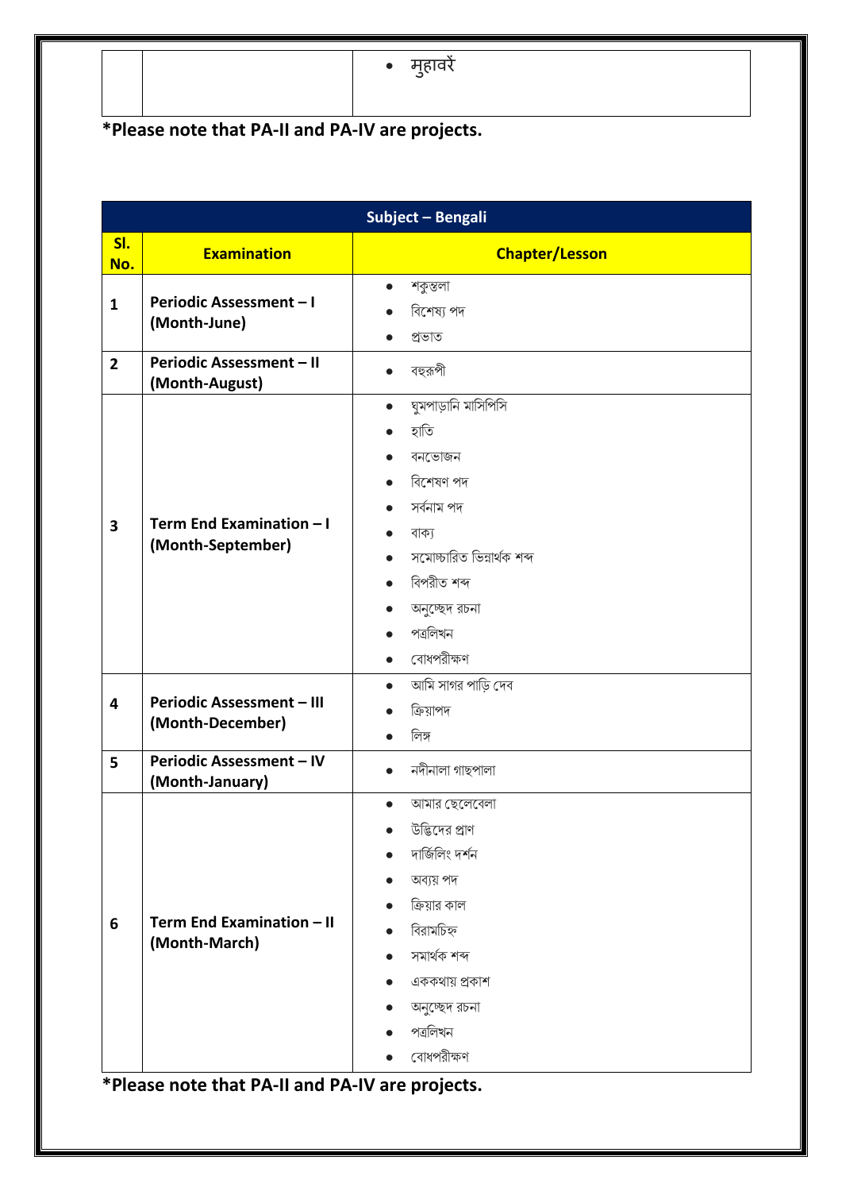| | | • मुहावरें |
|---|---|---|

*Please note that PA-II and PA-IV are projects.

| Subject – Bengali | | |
|---|---|---|
| **Sl. No.** | **Examination** | **Chapter/Lesson** |
| **1** | **Periodic Assessment – I (Month-June)** | • শকুন্তলা<br>• বিশেষ্য পদ<br>• প্রভাত |
| **2** | **Periodic Assessment – II (Month-August)** | • বহুরূপী |
| **3** | **Term End Examination – I (Month-September)** | • ঘুমপাড়ানি মাসিপিসি<br>• হাতি<br>• বনভোজন<br>• বিশেষণ পদ<br>• সর্বনাম পদ<br>• বাক্য<br>• সমোচ্চারিত ভিন্নার্থক শব্দ<br>• বিপরীত শব্দ<br>• অনুচ্ছেদ রচনা<br>• পত্রলিখন<br>• বোধপরীক্ষণ |
| **4** | **Periodic Assessment – III (Month-December)** | • আমি সাগর পাড়ি দেব<br>• ক্রিয়াপদ<br>• লিঙ্গ |
| **5** | **Periodic Assessment – IV (Month-January)** | • নদীনালা গাছপালা |
| **6** | **Term End Examination – II (Month-March)** | • আমার ছেলেবেলা<br>• উদ্ভিদের প্রাণ<br>• দার্জিলিং দর্শন<br>• অব্যয় পদ<br>• ক্রিয়ার কাল<br>• বিরামচিহ্ন<br>• সমার্থক শব্দ<br>• এককথায় প্রকাশ<br>• অনুচ্ছেদ রচনা<br>• পত্রলিখন<br>• বোধপরীক্ষণ |

*Please note that PA-II and PA-IV are projects.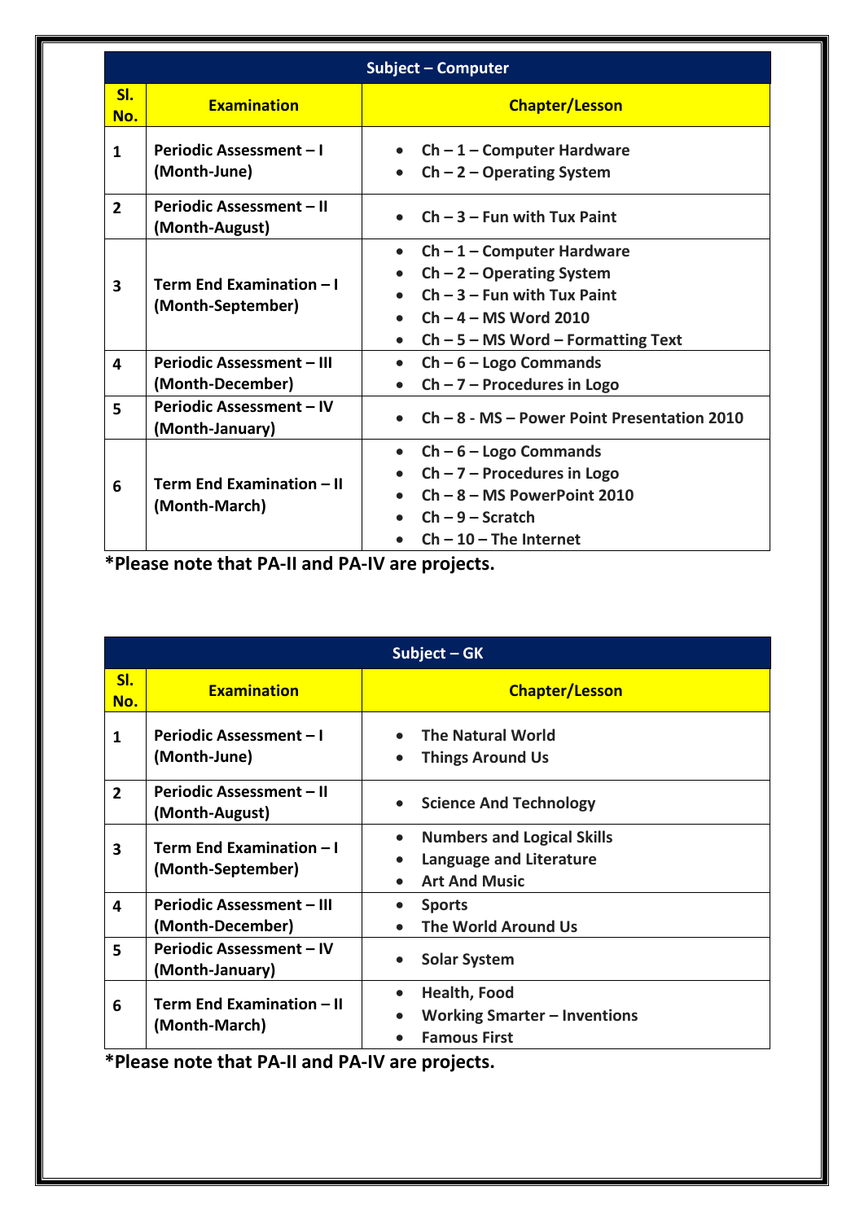| Subject – Computer | | |
|---|---|---|
| **Sl. No.** | **Examination** | **Chapter/Lesson** |
| 1 | Periodic Assessment – I (Month-June) | • Ch – 1 – Computer Hardware<br>• Ch – 2 – Operating System |
| 2 | Periodic Assessment – II (Month-August) | • Ch – 3 – Fun with Tux Paint |
| 3 | Term End Examination – I (Month-September) | • Ch – 1 – Computer Hardware<br>• Ch – 2 – Operating System<br>• Ch – 3 – Fun with Tux Paint<br>• Ch – 4 – MS Word 2010<br>• Ch – 5 – MS Word – Formatting Text |
| 4 | Periodic Assessment – III (Month-December) | • Ch – 6 – Logo Commands<br>• Ch – 7 – Procedures in Logo |
| 5 | Periodic Assessment – IV (Month-January) | • Ch – 8 - MS – Power Point Presentation 2010 |
| 6 | Term End Examination – II (Month-March) | • Ch – 6 – Logo Commands<br>• Ch – 7 – Procedures in Logo<br>• Ch – 8 – MS PowerPoint 2010<br>• Ch – 9 – Scratch<br>• Ch – 10 – The Internet |

**\*Please note that PA-II and PA-IV are projects.**

| Subject – GK | | |
|---|---|---|
| **Sl. No.** | **Examination** | **Chapter/Lesson** |
| 1 | Periodic Assessment – I (Month-June) | • The Natural World<br>• Things Around Us |
| 2 | Periodic Assessment – II (Month-August) | • Science And Technology |
| 3 | Term End Examination – I (Month-September) | • Numbers and Logical Skills<br>• Language and Literature<br>• Art And Music |
| 4 | Periodic Assessment – III (Month-December) | • Sports<br>• The World Around Us |
| 5 | Periodic Assessment – IV (Month-January) | • Solar System |
| 6 | Term End Examination – II (Month-March) | • Health, Food<br>• Working Smarter – Inventions<br>• Famous First |

**\*Please note that PA-II and PA-IV are projects.**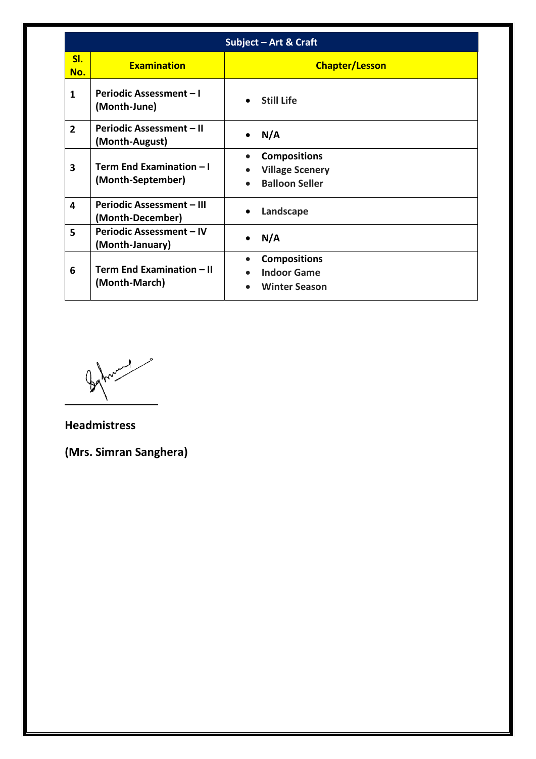| Subject – Art & Craft | | |
|---|---|---|
| **Sl. No.** | **Examination** | **Chapter/Lesson** |
| 1 | Periodic Assessment – I (Month-June) | • Still Life |
| 2 | Periodic Assessment – II (Month-August) | • N/A |
| 3 | Term End Examination – I (Month-September) | • Compositions<br>• Village Scenery<br>• Balloon Seller |
| 4 | Periodic Assessment – III (Month-December) | • Landscape |
| 5 | Periodic Assessment – IV (Month-January) | • N/A |
| 6 | Term End Examination – II (Month-March) | • Compositions<br>• Indoor Game<br>• Winter Season |

**Headmistress**

**(Mrs. Simran Sanghera)**